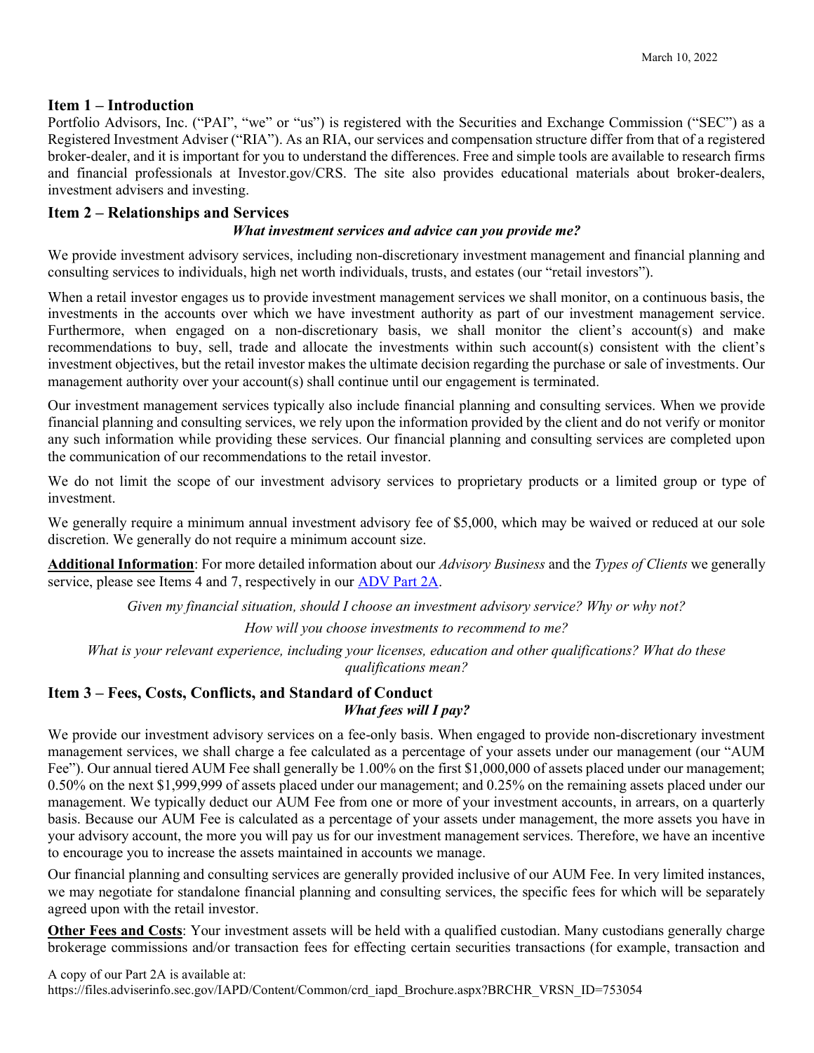March 10, 2022

## Item 1 – Introduction

Portfolio Advisors, Inc. ("PAI", "we" or "us") is registered with the Securities and Exchange Commission ("SEC") as a Registered Investment Adviser ("RIA"). As an RIA, our services and compensation structure differ from that of a registered broker-dealer, and it is important for you to understand the differences. Free and simple tools are available to research firms and financial professionals at Investor.gov/CRS. The site also provides educational materials about broker-dealers, investment advisers and investing.

## Item 2 – Relationships and Services

***What investment services and advice can you provide me?***

We provide investment advisory services, including non-discretionary investment management and financial planning and consulting services to individuals, high net worth individuals, trusts, and estates (our "retail investors").

When a retail investor engages us to provide investment management services we shall monitor, on a continuous basis, the investments in the accounts over which we have investment authority as part of our investment management service. Furthermore, when engaged on a non-discretionary basis, we shall monitor the client's account(s) and make recommendations to buy, sell, trade and allocate the investments within such account(s) consistent with the client's investment objectives, but the retail investor makes the ultimate decision regarding the purchase or sale of investments. Our management authority over your account(s) shall continue until our engagement is terminated.

Our investment management services typically also include financial planning and consulting services. When we provide financial planning and consulting services, we rely upon the information provided by the client and do not verify or monitor any such information while providing these services. Our financial planning and consulting services are completed upon the communication of our recommendations to the retail investor.

We do not limit the scope of our investment advisory services to proprietary products or a limited group or type of investment.

We generally require a minimum annual investment advisory fee of $5,000, which may be waived or reduced at our sole discretion. We generally do not require a minimum account size.

**Additional Information**: For more detailed information about our *Advisory Business* and the *Types of Clients* we generally service, please see Items 4 and 7, respectively in our [ADV Part 2A](https://files.adviserinfo.sec.gov/IAPD/Content/Common/crd_iapd_Brochure.aspx?BRCHR_VRSN_ID=753054).

*Given my financial situation, should I choose an investment advisory service? Why or why not?*

*How will you choose investments to recommend to me?*

*What is your relevant experience, including your licenses, education and other qualifications? What do these qualifications mean?*

## Item 3 – Fees, Costs, Conflicts, and Standard of Conduct

***What fees will I pay?***

We provide our investment advisory services on a fee-only basis. When engaged to provide non-discretionary investment management services, we shall charge a fee calculated as a percentage of your assets under our management (our "AUM Fee"). Our annual tiered AUM Fee shall generally be 1.00% on the first $1,000,000 of assets placed under our management; 0.50% on the next $1,999,999 of assets placed under our management; and 0.25% on the remaining assets placed under our management. We typically deduct our AUM Fee from one or more of your investment accounts, in arrears, on a quarterly basis. Because our AUM Fee is calculated as a percentage of your assets under management, the more assets you have in your advisory account, the more you will pay us for our investment management services. Therefore, we have an incentive to encourage you to increase the assets maintained in accounts we manage.

Our financial planning and consulting services are generally provided inclusive of our AUM Fee. In very limited instances, we may negotiate for standalone financial planning and consulting services, the specific fees for which will be separately agreed upon with the retail investor.

**Other Fees and Costs**: Your investment assets will be held with a qualified custodian. Many custodians generally charge brokerage commissions and/or transaction fees for effecting certain securities transactions (for example, transaction and

A copy of our Part 2A is available at:
https://files.adviserinfo.sec.gov/IAPD/Content/Common/crd_iapd_Brochure.aspx?BRCHR_VRSN_ID=753054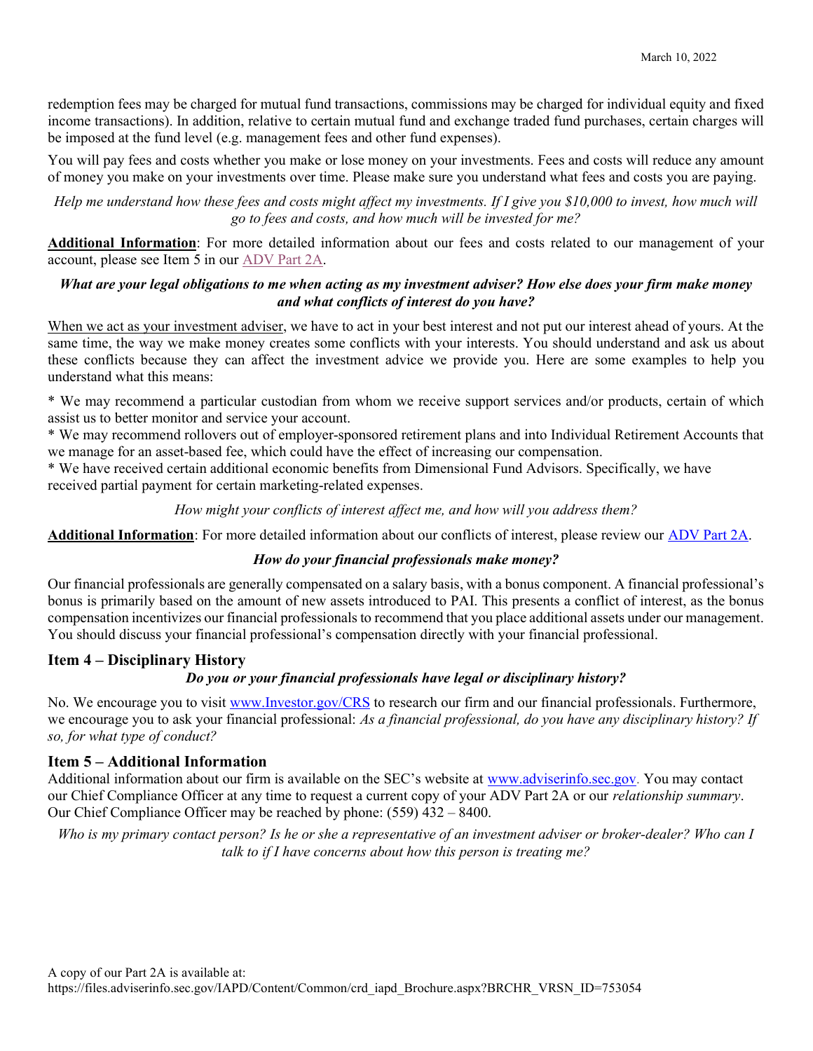redemption fees may be charged for mutual fund transactions, commissions may be charged for individual equity and fixed income transactions). In addition, relative to certain mutual fund and exchange traded fund purchases, certain charges will be imposed at the fund level (e.g. management fees and other fund expenses).

You will pay fees and costs whether you make or lose money on your investments. Fees and costs will reduce any amount of money you make on your investments over time. Please make sure you understand what fees and costs you are paying.

*Help me understand how these fees and costs might affect my investments. If I give you $10,000 to invest, how much will go to fees and costs, and how much will be invested for me?*

**Additional Information**: For more detailed information about our fees and costs related to our management of your account, please see Item 5 in our ADV Part 2A.

***What are your legal obligations to me when acting as my investment adviser? How else does your firm make money and what conflicts of interest do you have?***

When we act as your investment adviser, we have to act in your best interest and not put our interest ahead of yours. At the same time, the way we make money creates some conflicts with your interests. You should understand and ask us about these conflicts because they can affect the investment advice we provide you. Here are some examples to help you understand what this means:

* We may recommend a particular custodian from whom we receive support services and/or products, certain of which assist us to better monitor and service your account.
* We may recommend rollovers out of employer-sponsored retirement plans and into Individual Retirement Accounts that we manage for an asset-based fee, which could have the effect of increasing our compensation.
* We have received certain additional economic benefits from Dimensional Fund Advisors. Specifically, we have received partial payment for certain marketing-related expenses.

*How might your conflicts of interest affect me, and how will you address them?*

**Additional Information**: For more detailed information about our conflicts of interest, please review our ADV Part 2A.

***How do your financial professionals make money?***

Our financial professionals are generally compensated on a salary basis, with a bonus component. A financial professional's bonus is primarily based on the amount of new assets introduced to PAI. This presents a conflict of interest, as the bonus compensation incentivizes our financial professionals to recommend that you place additional assets under our management. You should discuss your financial professional's compensation directly with your financial professional.

## Item 4 – Disciplinary History

***Do you or your financial professionals have legal or disciplinary history?***

No. We encourage you to visit www.Investor.gov/CRS to research our firm and our financial professionals. Furthermore, we encourage you to ask your financial professional: *As a financial professional, do you have any disciplinary history? If so, for what type of conduct?*

## Item 5 – Additional Information

Additional information about our firm is available on the SEC's website at www.adviserinfo.sec.gov. You may contact our Chief Compliance Officer at any time to request a current copy of your ADV Part 2A or our *relationship summary*. Our Chief Compliance Officer may be reached by phone: (559) 432 – 8400.

*Who is my primary contact person? Is he or she a representative of an investment adviser or broker-dealer? Who can I talk to if I have concerns about how this person is treating me?*

A copy of our Part 2A is available at:
https://files.adviserinfo.sec.gov/IAPD/Content/Common/crd_iapd_Brochure.aspx?BRCHR_VRSN_ID=753054